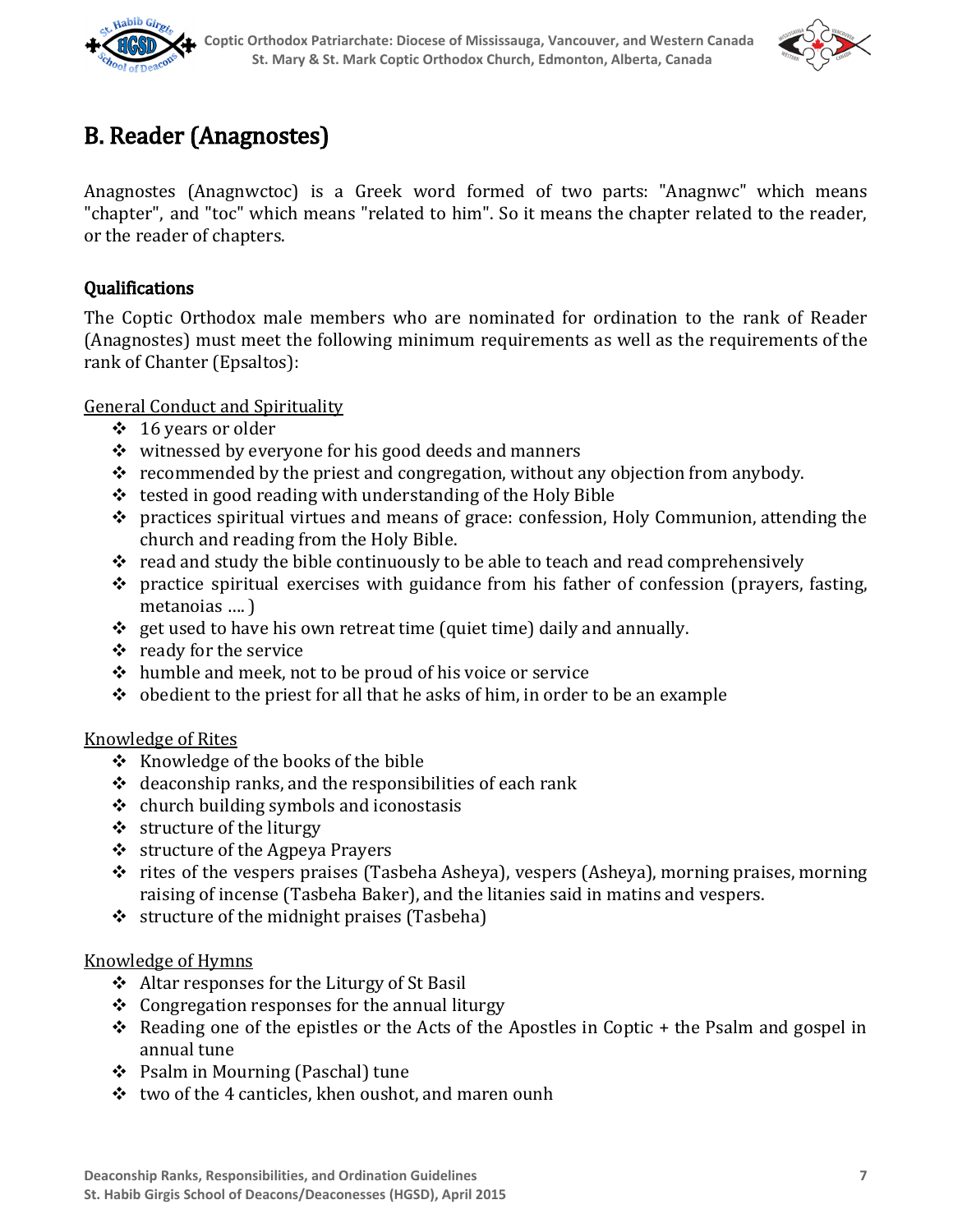# B. Reader (Anagnostes)

Anagnostes (Anagnwctoc) is a Greek word formed of two parts: "Anagnwc" which means "chapter", and "toc" which means "related to him". So it means the chapter related to the reader, or the reader of chapters.

## Qualifications

The Coptic Orthodox male members who are nominated for ordination to the rank of Reader (Anagnostes) must meet the following minimum requirements as well as the requirements of the rank of Chanter (Epsaltos):

<u>General Conduct and Spirituality</u>

- 16 years or older
- witnessed by everyone for his good deeds and manners
- recommended by the priest and congregation, without any objection from anybody.
- tested in good reading with understanding of the Holy Bible
- practices spiritual virtues and means of grace: confession, Holy Communion, attending the church and reading from the Holy Bible.
- read and study the bible continuously to be able to teach and read comprehensively
- practice spiritual exercises with guidance from his father of confession (prayers, fasting, metanoias …. )
- get used to have his own retreat time (quiet time) daily and annually.
- ready for the service
- humble and meek, not to be proud of his voice or service
- obedient to the priest for all that he asks of him, in order to be an example

<u>Knowledge of Rites</u>

- Knowledge of the books of the bible
- deaconship ranks, and the responsibilities of each rank
- church building symbols and iconostasis
- structure of the liturgy
- structure of the Agpeya Prayers
- rites of the vespers praises (Tasbeha Asheya), vespers (Asheya), morning praises, morning raising of incense (Tasbeha Baker), and the litanies said in matins and vespers.
- structure of the midnight praises (Tasbeha)

<u>Knowledge of Hymns</u>

- Altar responses for the Liturgy of St Basil
- Congregation responses for the annual liturgy
- Reading one of the epistles or the Acts of the Apostles in Coptic + the Psalm and gospel in annual tune
- Psalm in Mourning (Paschal) tune
- two of the 4 canticles, khen oushot, and maren ounh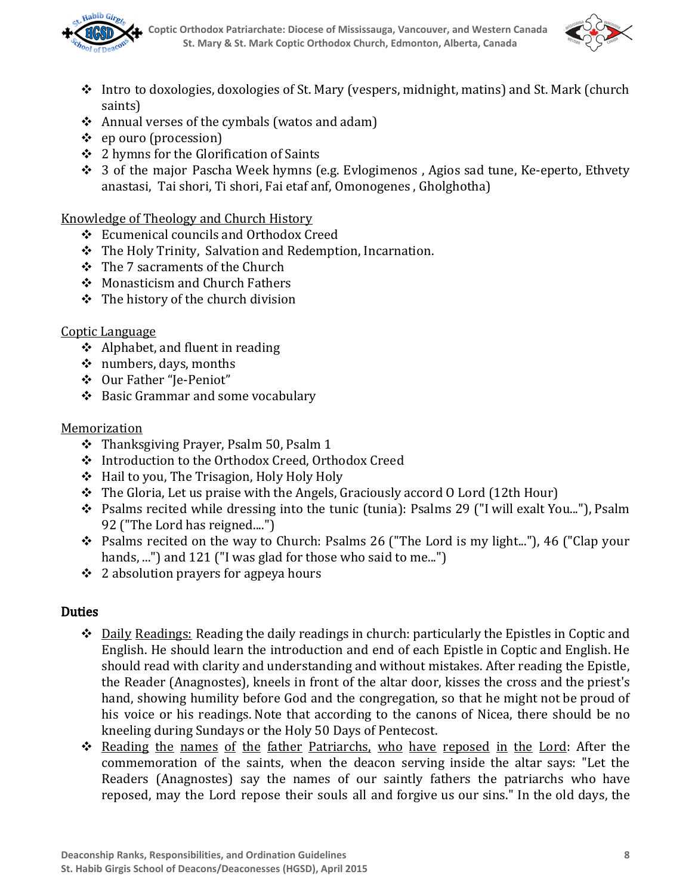- Intro to doxologies, doxologies of St. Mary (vespers, midnight, matins) and St. Mark (church saints)
- Annual verses of the cymbals (watos and adam)
- ep ouro (procession)
- 2 hymns for the Glorification of Saints
- 3 of the major Pascha Week hymns (e.g. Evlogimenos , Agios sad tune, Ke-eperto, Ethvety anastasi, Tai shori, Ti shori, Fai etaf anf, Omonogenes , Gholghotha)

<u>Knowledge of Theology and Church History</u>

- Ecumenical councils and Orthodox Creed
- The Holy Trinity, Salvation and Redemption, Incarnation.
- The 7 sacraments of the Church
- Monasticism and Church Fathers
- The history of the church division

<u>Coptic Language</u>

- Alphabet, and fluent in reading
- numbers, days, months
- Our Father "Je-Peniot"
- Basic Grammar and some vocabulary

<u>Memorization</u>

- Thanksgiving Prayer, Psalm 50, Psalm 1
- Introduction to the Orthodox Creed, Orthodox Creed
- Hail to you, The Trisagion, Holy Holy Holy
- The Gloria, Let us praise with the Angels, Graciously accord O Lord (12th Hour)
- Psalms recited while dressing into the tunic (tunia): Psalms 29 ("I will exalt You..."), Psalm 92 ("The Lord has reigned....")
- Psalms recited on the way to Church: Psalms 26 ("The Lord is my light..."), 46 ("Clap your hands, ...") and 121 ("I was glad for those who said to me...")
- 2 absolution prayers for agpeya hours

## Duties

- <u>Daily Readings:</u> Reading the daily readings in church: particularly the Epistles in Coptic and English. He should learn the introduction and end of each Epistle in Coptic and English. He should read with clarity and understanding and without mistakes. After reading the Epistle, the Reader (Anagnostes), kneels in front of the altar door, kisses the cross and the priest's hand, showing humility before God and the congregation, so that he might not be proud of his voice or his readings. Note that according to the canons of Nicea, there should be no kneeling during Sundays or the Holy 50 Days of Pentecost.
- <u>Reading the names of the father Patriarchs, who have reposed in the Lord</u>: After the commemoration of the saints, when the deacon serving inside the altar says: "Let the Readers (Anagnostes) say the names of our saintly fathers the patriarchs who have reposed, may the Lord repose their souls all and forgive us our sins." In the old days, the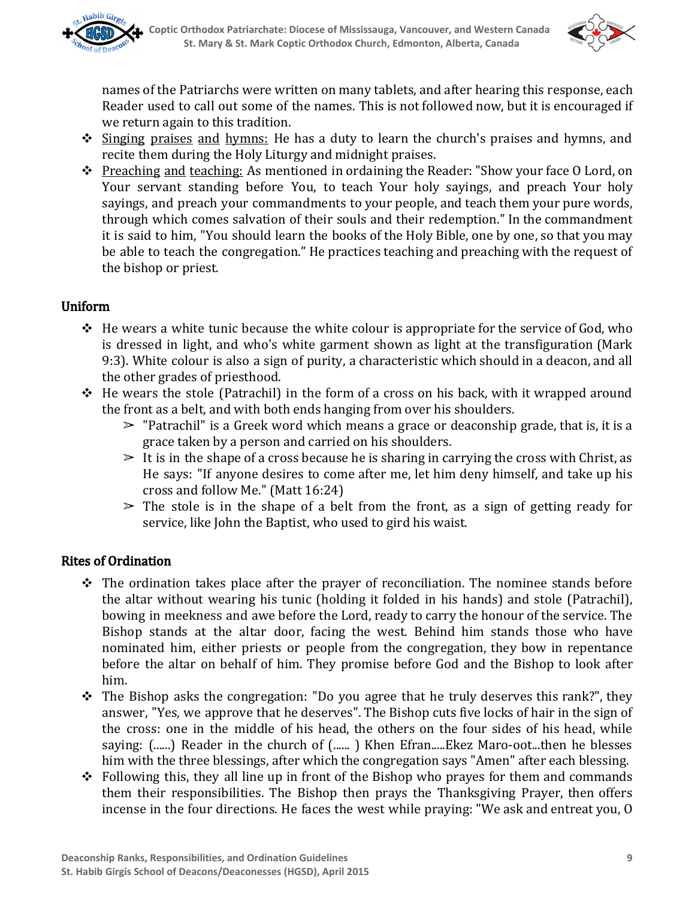names of the Patriarchs were written on many tablets, and after hearing this response, each Reader used to call out some of the names. This is not followed now, but it is encouraged if we return again to this tradition.

- Singing praises and hymns: He has a duty to learn the church's praises and hymns, and recite them during the Holy Liturgy and midnight praises.
- Preaching and teaching: As mentioned in ordaining the Reader: "Show your face O Lord, on Your servant standing before You, to teach Your holy sayings, and preach Your holy sayings, and preach your commandments to your people, and teach them your pure words, through which comes salvation of their souls and their redemption." In the commandment it is said to him, "You should learn the books of the Holy Bible, one by one, so that you may be able to teach the congregation." He practices teaching and preaching with the request of the bishop or priest.

## Uniform

- He wears a white tunic because the white colour is appropriate for the service of God, who is dressed in light, and who's white garment shown as light at the transfiguration (Mark 9:3). White colour is also a sign of purity, a characteristic which should in a deacon, and all the other grades of priesthood.
- He wears the stole (Patrachil) in the form of a cross on his back, with it wrapped around the front as a belt, and with both ends hanging from over his shoulders.
  - "Patrachil" is a Greek word which means a grace or deaconship grade, that is, it is a grace taken by a person and carried on his shoulders.
  - It is in the shape of a cross because he is sharing in carrying the cross with Christ, as He says: "If anyone desires to come after me, let him deny himself, and take up his cross and follow Me." (Matt 16:24)
  - The stole is in the shape of a belt from the front, as a sign of getting ready for service, like John the Baptist, who used to gird his waist.

## Rites of Ordination

- The ordination takes place after the prayer of reconciliation. The nominee stands before the altar without wearing his tunic (holding it folded in his hands) and stole (Patrachil), bowing in meekness and awe before the Lord, ready to carry the honour of the service. The Bishop stands at the altar door, facing the west. Behind him stands those who have nominated him, either priests or people from the congregation, they bow in repentance before the altar on behalf of him. They promise before God and the Bishop to look after him.
- The Bishop asks the congregation: "Do you agree that he truly deserves this rank?", they answer, "Yes, we approve that he deserves". The Bishop cuts five locks of hair in the sign of the cross: one in the middle of his head, the others on the four sides of his head, while saying: (......) Reader in the church of (...... ) Khen Efran.....Ekez Maro-oot...then he blesses him with the three blessings, after which the congregation says "Amen" after each blessing.
- Following this, they all line up in front of the Bishop who prayes for them and commands them their responsibilities. The Bishop then prays the Thanksgiving Prayer, then offers incense in the four directions. He faces the west while praying: "We ask and entreat you, O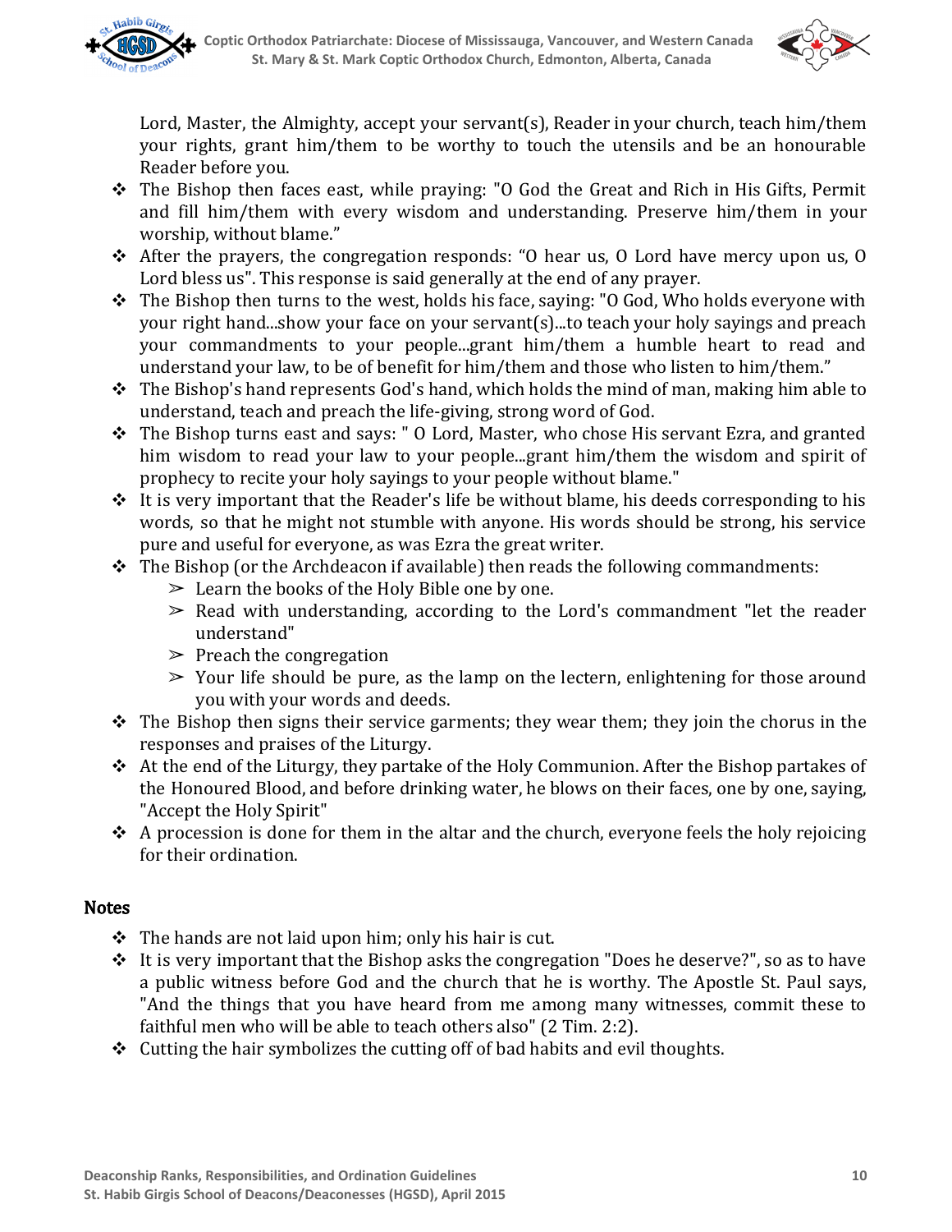Lord, Master, the Almighty, accept your servant(s), Reader in your church, teach him/them your rights, grant him/them to be worthy to touch the utensils and be an honourable Reader before you.

- The Bishop then faces east, while praying: "O God the Great and Rich in His Gifts, Permit and fill him/them with every wisdom and understanding. Preserve him/them in your worship, without blame."
- After the prayers, the congregation responds: "O hear us, O Lord have mercy upon us, O Lord bless us". This response is said generally at the end of any prayer.
- The Bishop then turns to the west, holds his face, saying: "O God, Who holds everyone with your right hand...show your face on your servant(s)...to teach your holy sayings and preach your commandments to your people...grant him/them a humble heart to read and understand your law, to be of benefit for him/them and those who listen to him/them."
- The Bishop's hand represents God's hand, which holds the mind of man, making him able to understand, teach and preach the life-giving, strong word of God.
- The Bishop turns east and says: " O Lord, Master, who chose His servant Ezra, and granted him wisdom to read your law to your people...grant him/them the wisdom and spirit of prophecy to recite your holy sayings to your people without blame."
- It is very important that the Reader's life be without blame, his deeds corresponding to his words, so that he might not stumble with anyone. His words should be strong, his service pure and useful for everyone, as was Ezra the great writer.
- The Bishop (or the Archdeacon if available) then reads the following commandments:
    - Learn the books of the Holy Bible one by one.
    - Read with understanding, according to the Lord's commandment "let the reader understand"
    - Preach the congregation
    - Your life should be pure, as the lamp on the lectern, enlightening for those around you with your words and deeds.
- The Bishop then signs their service garments; they wear them; they join the chorus in the responses and praises of the Liturgy.
- At the end of the Liturgy, they partake of the Holy Communion. After the Bishop partakes of the Honoured Blood, and before drinking water, he blows on their faces, one by one, saying, "Accept the Holy Spirit"
- A procession is done for them in the altar and the church, everyone feels the holy rejoicing for their ordination.

## Notes

- The hands are not laid upon him; only his hair is cut.
- It is very important that the Bishop asks the congregation "Does he deserve?", so as to have a public witness before God and the church that he is worthy. The Apostle St. Paul says, "And the things that you have heard from me among many witnesses, commit these to faithful men who will be able to teach others also" (2 Tim. 2:2).
- Cutting the hair symbolizes the cutting off of bad habits and evil thoughts.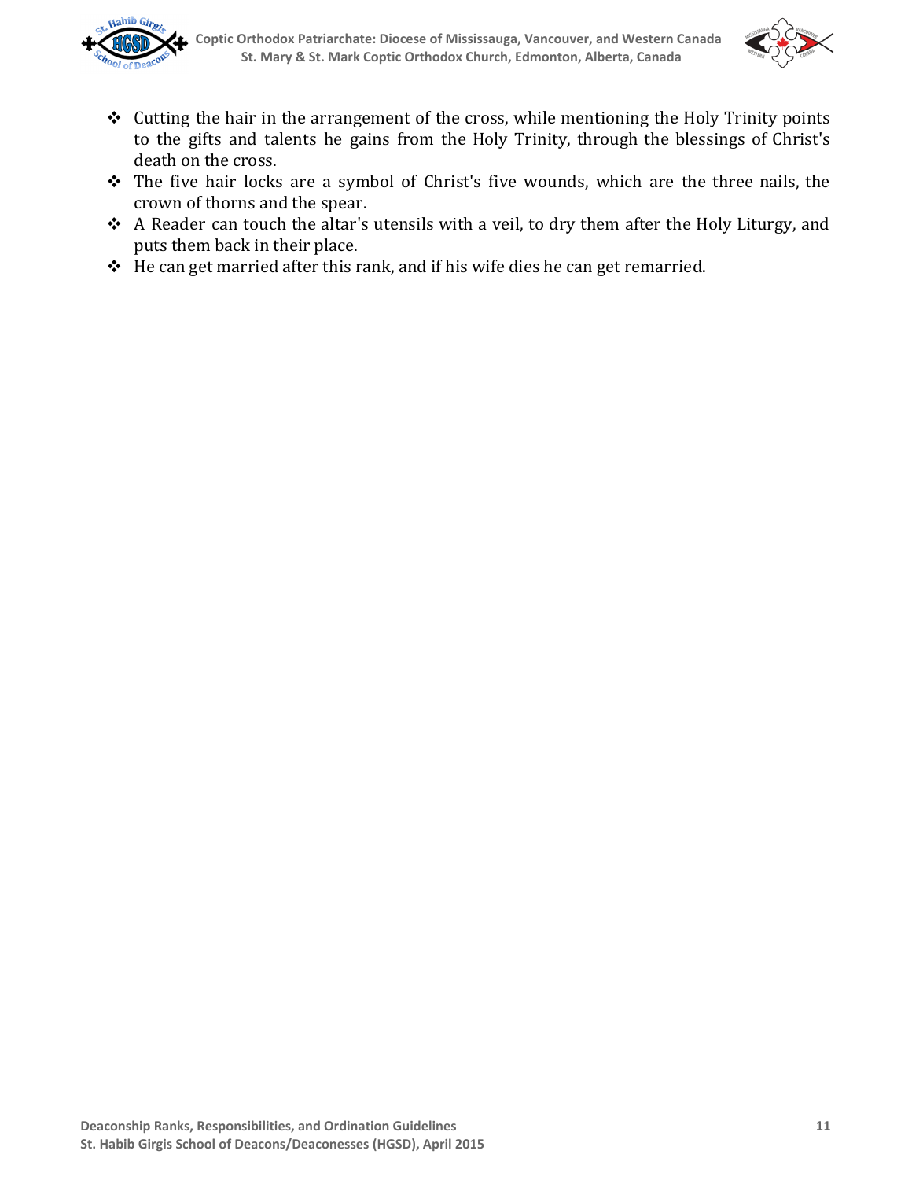- Cutting the hair in the arrangement of the cross, while mentioning the Holy Trinity points to the gifts and talents he gains from the Holy Trinity, through the blessings of Christ's death on the cross.
- The five hair locks are a symbol of Christ's five wounds, which are the three nails, the crown of thorns and the spear.
- A Reader can touch the altar's utensils with a veil, to dry them after the Holy Liturgy, and puts them back in their place.
- He can get married after this rank, and if his wife dies he can get remarried.